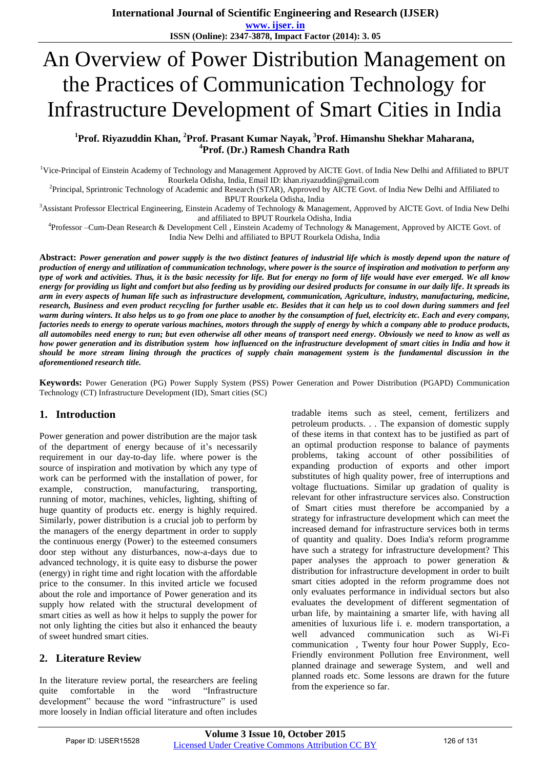# An Overview of Power Distribution Management on the Practices of Communication Technology for Infrastructure Development of Smart Cities in India

**[1]Prof. Riyazuddin Khan, [2]Prof. Prasant Kumar Nayak, [3]Prof. Himanshu Shekhar Maharana, [4]Prof. (Dr.) Ramesh Chandra Rath**

[1]Vice-Principal of Einstein Academy of Technology and Management Approved by AICTE Govt. of India New Delhi and Affiliated to BPUT Rourkela Odisha, India, Email ID: khan.riyazuddin@gmail.com

[2]Principal, Sprintronic Technology of Academic and Research (STAR), Approved by AICTE Govt. of India New Delhi and Affiliated to BPUT Rourkela Odisha, India

[3]Assistant Professor Electrical Engineering, Einstein Academy of Technology & Management, Approved by AICTE Govt. of India New Delhi and affiliated to BPUT Rourkela Odisha, India

[4]Professor –Cum-Dean Research & Development Cell , Einstein Academy of Technology & Management, Approved by AICTE Govt. of India New Delhi and affiliated to BPUT Rourkela Odisha, India

**Abstract:** ***Power generation and power supply is the two distinct features of industrial life which is mostly depend upon the nature of production of energy and utilization of communication technology, where power is the source of inspiration and motivation to perform any type of work and activities. Thus, it is the basic necessity for life. But for energy no form of life would have ever emerged. We all know energy for providing us light and comfort but also feeding us by providing our desired products for consume in our daily life. It spreads its arm in every aspects of human life such as infrastructure development, communication, Agriculture, industry, manufacturing, medicine, research, Business and even product recycling for further usable etc. Besides that it can help us to cool down during summers and feel warm during winters. It also helps us to go from one place to another by the consumption of fuel, electricity etc. Each and every company, factories needs to energy to operate various machines, motors through the supply of energy by which a company able to produce products, all automobiles need energy to run; but even otherwise all other means of transport need energy. Obviously we need to know as well as how power generation and its distribution system how influenced on the infrastructure development of smart cities in India and how it should be more stream lining through the practices of supply chain management system is the fundamental discussion in the aforementioned research title.***

**Keywords:** Power Generation (PG) Power Supply System (PSS) Power Generation and Power Distribution (PGAPD) Communication Technology (CT) Infrastructure Development (ID), Smart cities (SC)

## 1. Introduction

Power generation and power distribution are the major task of the department of energy because of it's necessarily requirement in our day-to-day life. where power is the source of inspiration and motivation by which any type of work can be performed with the installation of power, for example, construction, manufacturing, transporting, running of motor, machines, vehicles, lighting, shifting of huge quantity of products etc. energy is highly required. Similarly, power distribution is a crucial job to perform by the managers of the energy department in order to supply the continuous energy (Power) to the esteemed consumers door step without any disturbances, now-a-days due to advanced technology, it is quite easy to disburse the power (energy) in right time and right location with the affordable price to the consumer. In this invited article we focused about the role and importance of Power generation and its supply how related with the structural development of smart cities as well as how it helps to supply the power for not only lighting the cities but also it enhanced the beauty of sweet hundred smart cities.

## 2. Literature Review

In the literature review portal, the researchers are feeling quite comfortable in the word "Infrastructure development" because the word "infrastructure" is used more loosely in Indian official literature and often includes tradable items such as steel, cement, fertilizers and petroleum products. . . The expansion of domestic supply of these items in that context has to be justified as part of an optimal production response to balance of payments problems, taking account of other possibilities of expanding production of exports and other import substitutes of high quality power, free of interruptions and voltage fluctuations. Similar up gradation of quality is relevant for other infrastructure services also. Construction of Smart cities must therefore be accompanied by a strategy for infrastructure development which can meet the increased demand for infrastructure services both in terms of quantity and quality. Does India's reform programme have such a strategy for infrastructure development? This paper analyses the approach to power generation & distribution for infrastructure development in order to built smart cities adopted in the reform programme does not only evaluates performance in individual sectors but also evaluates the development of different segmentation of urban life, by maintaining a smarter life, with having all amenities of luxurious life i. e. modern transportation, a well advanced communication such as Wi-Fi communication , Twenty four hour Power Supply, Eco-Friendly environment Pollution free Environment, well planned drainage and sewerage System, and well and planned roads etc. Some lessons are drawn for the future from the experience so far.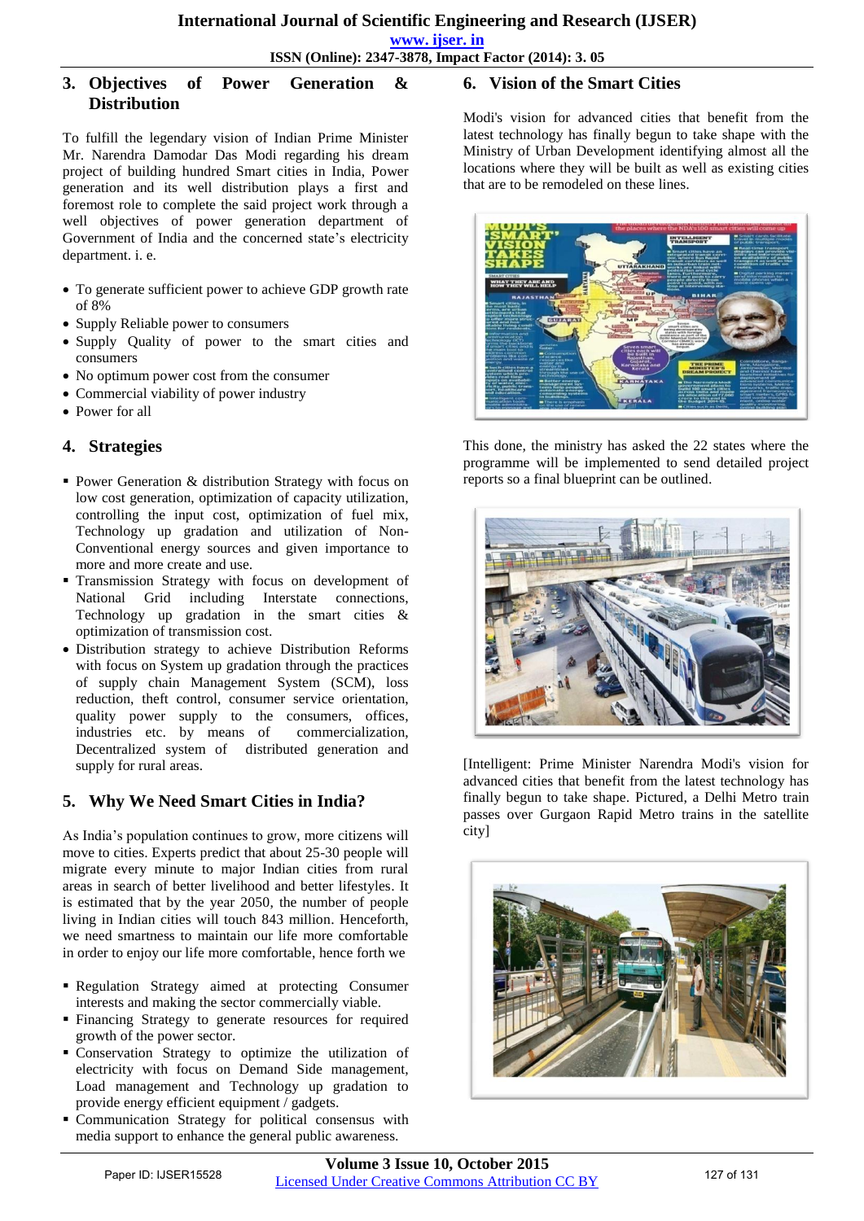## 3. Objectives of Power Generation & Distribution

To fulfill the legendary vision of Indian Prime Minister Mr. Narendra Damodar Das Modi regarding his dream project of building hundred Smart cities in India, Power generation and its well distribution plays a first and foremost role to complete the said project work through a well objectives of power generation department of Government of India and the concerned state's electricity department. i. e.

- To generate sufficient power to achieve GDP growth rate of 8%
- Supply Reliable power to consumers
- Supply Quality of power to the smart cities and consumers
- No optimum power cost from the consumer
- Commercial viability of power industry
- Power for all

## 4. Strategies

- Power Generation & distribution Strategy with focus on low cost generation, optimization of capacity utilization, controlling the input cost, optimization of fuel mix, Technology up gradation and utilization of Non-Conventional energy sources and given importance to more and more create and use.
- Transmission Strategy with focus on development of National Grid including Interstate connections, Technology up gradation in the smart cities & optimization of transmission cost.
- Distribution strategy to achieve Distribution Reforms with focus on System up gradation through the practices of supply chain Management System (SCM), loss reduction, theft control, consumer service orientation, quality power supply to the consumers, offices, industries etc. by means of commercialization, Decentralized system of distributed generation and supply for rural areas.

## 5. Why We Need Smart Cities in India?

As India's population continues to grow, more citizens will move to cities. Experts predict that about 25-30 people will migrate every minute to major Indian cities from rural areas in search of better livelihood and better lifestyles. It is estimated that by the year 2050, the number of people living in Indian cities will touch 843 million. Henceforth, we need smartness to maintain our life more comfortable in order to enjoy our life more comfortable, hence forth we

- Regulation Strategy aimed at protecting Consumer interests and making the sector commercially viable.
- Financing Strategy to generate resources for required growth of the power sector.
- Conservation Strategy to optimize the utilization of electricity with focus on Demand Side management, Load management and Technology up gradation to provide energy efficient equipment / gadgets.
- Communication Strategy for political consensus with media support to enhance the general public awareness.

## 6. Vision of the Smart Cities

Modi's vision for advanced cities that benefit from the latest technology has finally begun to take shape with the Ministry of Urban Development identifying almost all the locations where they will be built as well as existing cities that are to be remodeled on these lines.

This done, the ministry has asked the 22 states where the programme will be implemented to send detailed project reports so a final blueprint can be outlined.

[Intelligent: Prime Minister Narendra Modi's vision for advanced cities that benefit from the latest technology has finally begun to take shape. Pictured, a Delhi Metro train passes over Gurgaon Rapid Metro trains in the satellite city]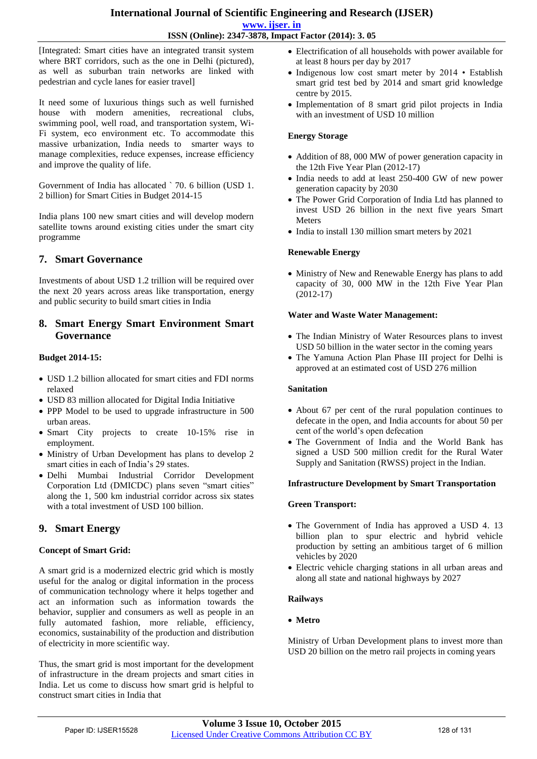[Integrated: Smart cities have an integrated transit system where BRT corridors, such as the one in Delhi (pictured), as well as suburban train networks are linked with pedestrian and cycle lanes for easier travel]

It need some of luxurious things such as well furnished house with modern amenities, recreational clubs, swimming pool, well road, and transportation system, Wi-Fi system, eco environment etc. To accommodate this massive urbanization, India needs to smarter ways to manage complexities, reduce expenses, increase efficiency and improve the quality of life.

Government of India has allocated ` 70. 6 billion (USD 1. 2 billion) for Smart Cities in Budget 2014-15

India plans 100 new smart cities and will develop modern satellite towns around existing cities under the smart city programme

## 7. Smart Governance

Investments of about USD 1.2 trillion will be required over the next 20 years across areas like transportation, energy and public security to build smart cities in India

## 8. Smart Energy Smart Environment Smart Governance

**Budget 2014-15:**

- USD 1.2 billion allocated for smart cities and FDI norms relaxed
- USD 83 million allocated for Digital India Initiative
- PPP Model to be used to upgrade infrastructure in 500 urban areas.
- Smart City projects to create 10-15% rise in employment.
- Ministry of Urban Development has plans to develop 2 smart cities in each of India's 29 states.
- Delhi Mumbai Industrial Corridor Development Corporation Ltd (DMICDC) plans seven "smart cities" along the 1, 500 km industrial corridor across six states with a total investment of USD 100 billion.

## 9. Smart Energy

**Concept of Smart Grid:**

A smart grid is a modernized electric grid which is mostly useful for the analog or digital information in the process of communication technology where it helps together and act an information such as information towards the behavior, supplier and consumers as well as people in an fully automated fashion, more reliable, efficiency, economics, sustainability of the production and distribution of electricity in more scientific way.

Thus, the smart grid is most important for the development of infrastructure in the dream projects and smart cities in India. Let us come to discuss how smart grid is helpful to construct smart cities in India that

- Electrification of all households with power available for at least 8 hours per day by 2017
- Indigenous low cost smart meter by 2014 • Establish smart grid test bed by 2014 and smart grid knowledge centre by 2015.
- Implementation of 8 smart grid pilot projects in India with an investment of USD 10 million

**Energy Storage**

- Addition of 88, 000 MW of power generation capacity in the 12th Five Year Plan (2012-17)
- India needs to add at least 250-400 GW of new power generation capacity by 2030
- The Power Grid Corporation of India Ltd has planned to invest USD 26 billion in the next five years Smart Meters
- India to install 130 million smart meters by 2021

**Renewable Energy**

- Ministry of New and Renewable Energy has plans to add capacity of 30, 000 MW in the 12th Five Year Plan (2012-17)

**Water and Waste Water Management:**

- The Indian Ministry of Water Resources plans to invest USD 50 billion in the water sector in the coming years
- The Yamuna Action Plan Phase III project for Delhi is approved at an estimated cost of USD 276 million

**Sanitation**

- About 67 per cent of the rural population continues to defecate in the open, and India accounts for about 50 per cent of the world's open defecation
- The Government of India and the World Bank has signed a USD 500 million credit for the Rural Water Supply and Sanitation (RWSS) project in the Indian.

**Infrastructure Development by Smart Transportation**

**Green Transport:**

- The Government of India has approved a USD 4. 13 billion plan to spur electric and hybrid vehicle production by setting an ambitious target of 6 million vehicles by 2020
- Electric vehicle charging stations in all urban areas and along all state and national highways by 2027

**Railways**

- **Metro**

Ministry of Urban Development plans to invest more than USD 20 billion on the metro rail projects in coming years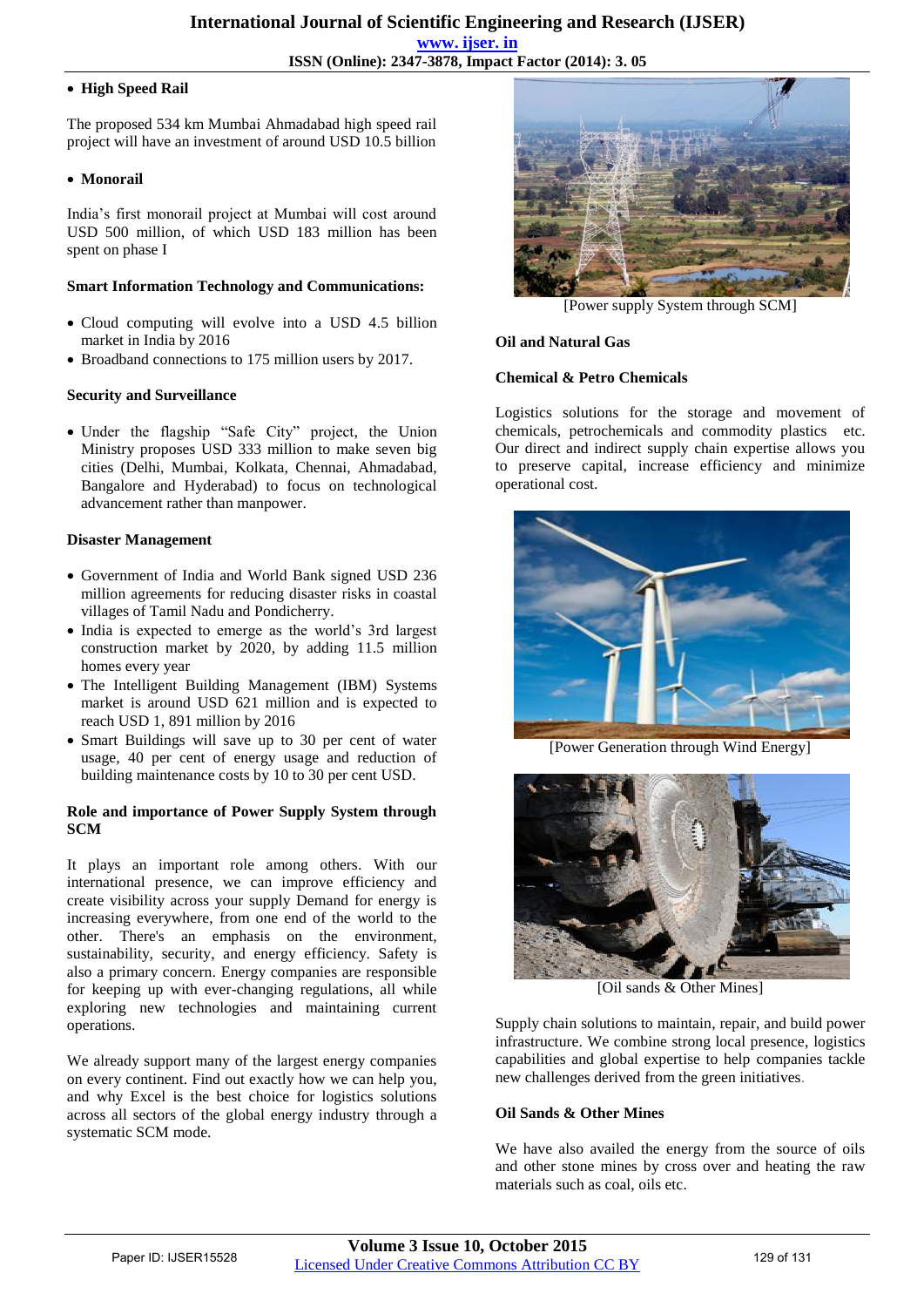- **High Speed Rail**

The proposed 534 km Mumbai Ahmadabad high speed rail project will have an investment of around USD 10.5 billion

- **Monorail**

India's first monorail project at Mumbai will cost around USD 500 million, of which USD 183 million has been spent on phase I

**Smart Information Technology and Communications:**

- Cloud computing will evolve into a USD 4.5 billion market in India by 2016
- Broadband connections to 175 million users by 2017.

**Security and Surveillance**

- Under the flagship "Safe City" project, the Union Ministry proposes USD 333 million to make seven big cities (Delhi, Mumbai, Kolkata, Chennai, Ahmadabad, Bangalore and Hyderabad) to focus on technological advancement rather than manpower.

**Disaster Management**

- Government of India and World Bank signed USD 236 million agreements for reducing disaster risks in coastal villages of Tamil Nadu and Pondicherry.
- India is expected to emerge as the world's 3rd largest construction market by 2020, by adding 11.5 million homes every year
- The Intelligent Building Management (IBM) Systems market is around USD 621 million and is expected to reach USD 1, 891 million by 2016
- Smart Buildings will save up to 30 per cent of water usage, 40 per cent of energy usage and reduction of building maintenance costs by 10 to 30 per cent USD.

**Role and importance of Power Supply System through SCM**

It plays an important role among others. With our international presence, we can improve efficiency and create visibility across your supply Demand for energy is increasing everywhere, from one end of the world to the other. There's an emphasis on the environment, sustainability, security, and energy efficiency. Safety is also a primary concern. Energy companies are responsible for keeping up with ever-changing regulations, all while exploring new technologies and maintaining current operations.

We already support many of the largest energy companies on every continent. Find out exactly how we can help you, and why Excel is the best choice for logistics solutions across all sectors of the global energy industry through a systematic SCM mode.

[Power supply System through SCM]

**Oil and Natural Gas**

**Chemical & Petro Chemicals**

Logistics solutions for the storage and movement of chemicals, petrochemicals and commodity plastics etc. Our direct and indirect supply chain expertise allows you to preserve capital, increase efficiency and minimize operational cost.

[Power Generation through Wind Energy]

[Oil sands & Other Mines]

Supply chain solutions to maintain, repair, and build power infrastructure. We combine strong local presence, logistics capabilities and global expertise to help companies tackle new challenges derived from the green initiatives.

**Oil Sands & Other Mines**

We have also availed the energy from the source of oils and other stone mines by cross over and heating the raw materials such as coal, oils etc.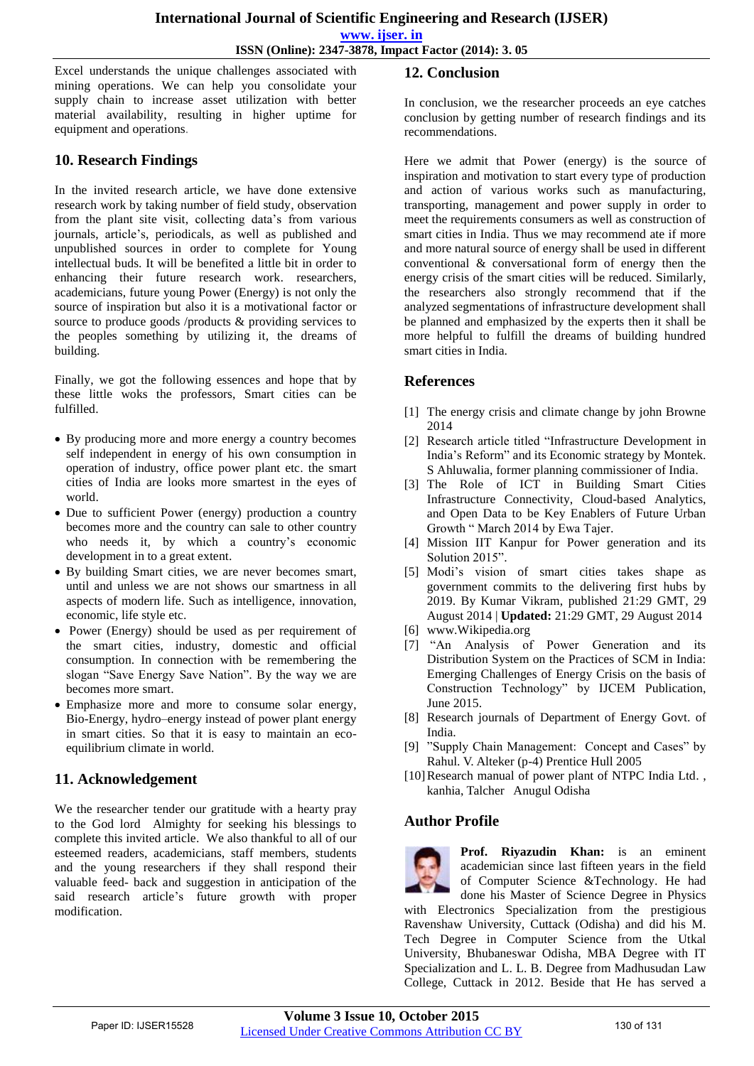Excel understands the unique challenges associated with mining operations. We can help you consolidate your supply chain to increase asset utilization with better material availability, resulting in higher uptime for equipment and operations.

## 10. Research Findings

In the invited research article, we have done extensive research work by taking number of field study, observation from the plant site visit, collecting data's from various journals, article's, periodicals, as well as published and unpublished sources in order to complete for Young intellectual buds. It will be benefited a little bit in order to enhancing their future research work. researchers, academicians, future young Power (Energy) is not only the source of inspiration but also it is a motivational factor or source to produce goods /products & providing services to the peoples something by utilizing it, the dreams of building.

Finally, we got the following essences and hope that by these little woks the professors, Smart cities can be fulfilled.

- By producing more and more energy a country becomes self independent in energy of his own consumption in operation of industry, office power plant etc. the smart cities of India are looks more smartest in the eyes of world.
- Due to sufficient Power (energy) production a country becomes more and the country can sale to other country who needs it, by which a country's economic development in to a great extent.
- By building Smart cities, we are never becomes smart, until and unless we are not shows our smartness in all aspects of modern life. Such as intelligence, innovation, economic, life style etc.
- Power (Energy) should be used as per requirement of the smart cities, industry, domestic and official consumption. In connection with be remembering the slogan "Save Energy Save Nation". By the way we are becomes more smart.
- Emphasize more and more to consume solar energy, Bio-Energy, hydro–energy instead of power plant energy in smart cities. So that it is easy to maintain an eco-equilibrium climate in world.

## 11. Acknowledgement

We the researcher tender our gratitude with a hearty pray to the God lord Almighty for seeking his blessings to complete this invited article. We also thankful to all of our esteemed readers, academicians, staff members, students and the young researchers if they shall respond their valuable feed- back and suggestion in anticipation of the said research article's future growth with proper modification.

## 12. Conclusion

In conclusion, we the researcher proceeds an eye catches conclusion by getting number of research findings and its recommendations.

Here we admit that Power (energy) is the source of inspiration and motivation to start every type of production and action of various works such as manufacturing, transporting, management and power supply in order to meet the requirements consumers as well as construction of smart cities in India. Thus we may recommend ate if more and more natural source of energy shall be used in different conventional & conversational form of energy then the energy crisis of the smart cities will be reduced. Similarly, the researchers also strongly recommend that if the analyzed segmentations of infrastructure development shall be planned and emphasized by the experts then it shall be more helpful to fulfill the dreams of building hundred smart cities in India.

## References

[1] The energy crisis and climate change by john Browne 2014

[2] Research article titled "Infrastructure Development in India's Reform" and its Economic strategy by Montek. S Ahluwalia, former planning commissioner of India.

[3] The Role of ICT in Building Smart Cities Infrastructure Connectivity, Cloud-based Analytics, and Open Data to be Key Enablers of Future Urban Growth " March 2014 by Ewa Tajer.

[4] Mission IIT Kanpur for Power generation and its Solution 2015".

[5] Modi's vision of smart cities takes shape as government commits to the delivering first hubs by 2019. By Kumar Vikram, published 21:29 GMT, 29 August 2014 | **Updated:** 21:29 GMT, 29 August 2014

[6] www.Wikipedia.org

[7] "An Analysis of Power Generation and its Distribution System on the Practices of SCM in India: Emerging Challenges of Energy Crisis on the basis of Construction Technology" by IJCEM Publication, June 2015.

[8] Research journals of Department of Energy Govt. of India.

[9] "Supply Chain Management: Concept and Cases" by Rahul. V. Alteker (p-4) Prentice Hull 2005

[10] Research manual of power plant of NTPC India Ltd. , kanhia, Talcher Anugul Odisha

## Author Profile

**Prof. Riyazudin Khan:** is an eminent academician since last fifteen years in the field of Computer Science &Technology. He had done his Master of Science Degree in Physics with Electronics Specialization from the prestigious Ravenshaw University, Cuttack (Odisha) and did his M. Tech Degree in Computer Science from the Utkal University, Bhubaneswar Odisha, MBA Degree with IT Specialization and L. L. B. Degree from Madhusudan Law College, Cuttack in 2012. Beside that He has served a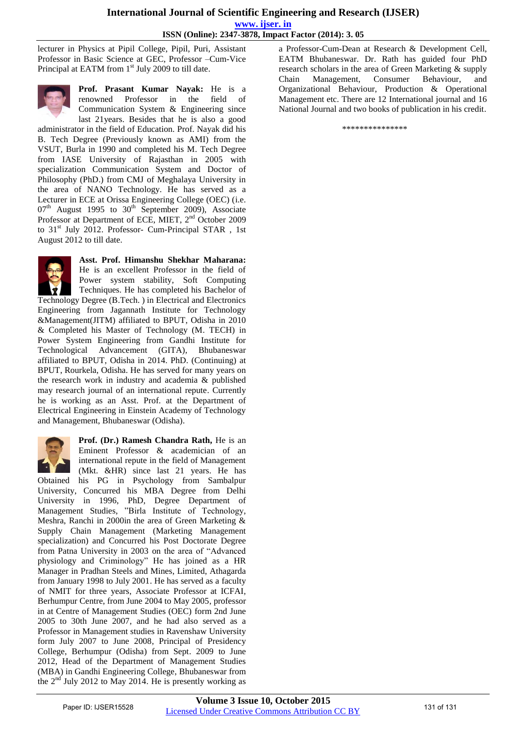lecturer in Physics at Pipil College, Pipil, Puri, Assistant Professor in Basic Science at GEC, Professor –Cum-Vice Principal at EATM from 1st July 2009 to till date.

**Prof. Prasant Kumar Nayak:** He is a renowned Professor in the field of Communication System & Engineering since last 21years. Besides that he is also a good administrator in the field of Education. Prof. Nayak did his B. Tech Degree (Previously known as AMI) from the VSUT, Burla in 1990 and completed his M. Tech Degree from IASE University of Rajasthan in 2005 with specialization Communication System and Doctor of Philosophy (PhD.) from CMJ of Meghalaya University in the area of NANO Technology. He has served as a Lecturer in ECE at Orissa Engineering College (OEC) (i.e. 07th August 1995 to 30th September 2009), Associate Professor at Department of ECE, MIET, 2nd October 2009 to 31st July 2012. Professor- Cum-Principal STAR , 1st August 2012 to till date.

**Asst. Prof. Himanshu Shekhar Maharana:** He is an excellent Professor in the field of Power system stability, Soft Computing Techniques. He has completed his Bachelor of Technology Degree (B.Tech. ) in Electrical and Electronics Engineering from Jagannath Institute for Technology &Management(JITM) affiliated to BPUT, Odisha in 2010 & Completed his Master of Technology (M. TECH) in Power System Engineering from Gandhi Institute for Technological Advancement (GITA), Bhubaneswar affiliated to BPUT, Odisha in 2014. PhD. (Continuing) at BPUT, Rourkela, Odisha. He has served for many years on the research work in industry and academia & published may research journal of an international repute. Currently he is working as an Asst. Prof. at the Department of Electrical Engineering in Einstein Academy of Technology and Management, Bhubaneswar (Odisha).

**Prof. (Dr.) Ramesh Chandra Rath,** He is an Eminent Professor & academician of an international repute in the field of Management (Mkt. &HR) since last 21 years. He has Obtained his PG in Psychology from Sambalpur University, Concurred his MBA Degree from Delhi University in 1996, PhD, Degree Department of Management Studies, "Birla Institute of Technology, Meshra, Ranchi in 2000in the area of Green Marketing & Supply Chain Management (Marketing Management specialization) and Concurred his Post Doctorate Degree from Patna University in 2003 on the area of "Advanced physiology and Criminology" He has joined as a HR Manager in Pradhan Steels and Mines, Limited, Athagarda from January 1998 to July 2001. He has served as a faculty of NMIT for three years, Associate Professor at ICFAI, Berhumpur Centre, from June 2004 to May 2005, professor in at Centre of Management Studies (OEC) form 2nd June 2005 to 30th June 2007, and he had also served as a Professor in Management studies in Ravenshaw University form July 2007 to June 2008, Principal of Presidency College, Berhumpur (Odisha) from Sept. 2009 to June 2012, Head of the Department of Management Studies (MBA) in Gandhi Engineering College, Bhubaneswar from the 2nd July 2012 to May 2014. He is presently working as a Professor-Cum-Dean at Research & Development Cell, EATM Bhubaneswar. Dr. Rath has guided four PhD research scholars in the area of Green Marketing & supply Chain Management, Consumer Behaviour, and Organizational Behaviour, Production & Operational Management etc. There are 12 International journal and 16 National Journal and two books of publication in his credit.

***************